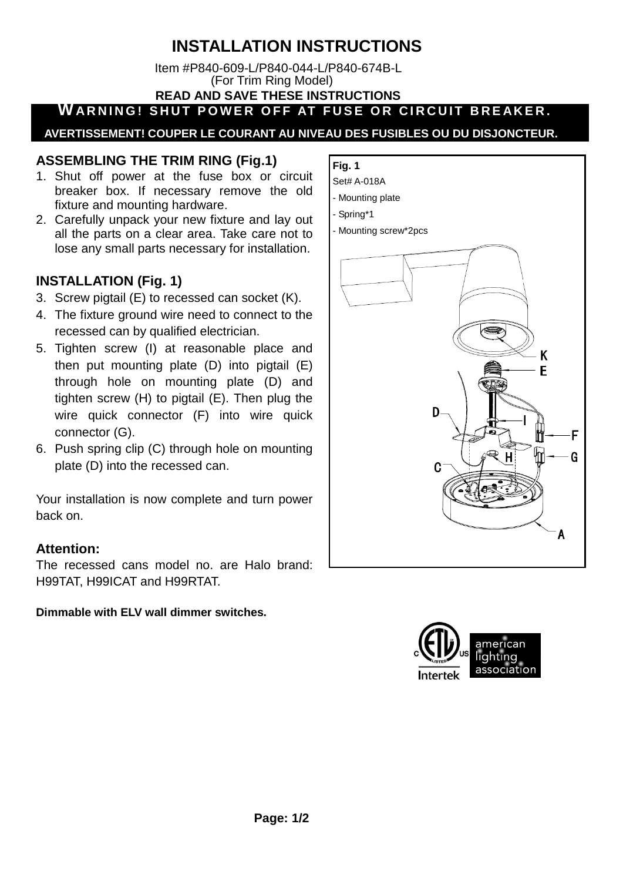# INSTALLATION INSTRUCTIONS

Item #P840-609-L/P840-044-L/P840-674B-L
(For Trim Ring Model)

**READ AND SAVE THESE INSTRUCTIONS**

**WARNING! SHUT POWER OFF AT FUSE OR CIRCUIT BREAKER.**

**AVERTISSEMENT! COUPER LE COURANT AU NIVEAU DES FUSIBLES OU DU DISJONCTEUR.**

## ASSEMBLING THE TRIM RING (Fig.1)

1. Shut off power at the fuse box or circuit breaker box. If necessary remove the old fixture and mounting hardware.
2. Carefully unpack your new fixture and lay out all the parts on a clear area. Take care not to lose any small parts necessary for installation.

## INSTALLATION (Fig. 1)

3. Screw pigtail (E) to recessed can socket (K).
4. The fixture ground wire need to connect to the recessed can by qualified electrician.
5. Tighten screw (I) at reasonable place and then put mounting plate (D) into pigtail (E) through hole on mounting plate (D) and tighten screw (H) to pigtail (E). Then plug the wire quick connector (F) into wire quick connector (G).
6. Push spring clip (C) through hole on mounting plate (D) into the recessed can.

Your installation is now complete and turn power back on.

### Attention:

The recessed cans model no. are Halo brand: H99TAT, H99ICAT and H99RTAT.

**Dimmable with ELV wall dimmer switches.**

**Fig. 1**

Set# A-018A

- Mounting plate
- Spring*1
- Mounting screw*2pcs

K, E, D, I, F, G, H, C, A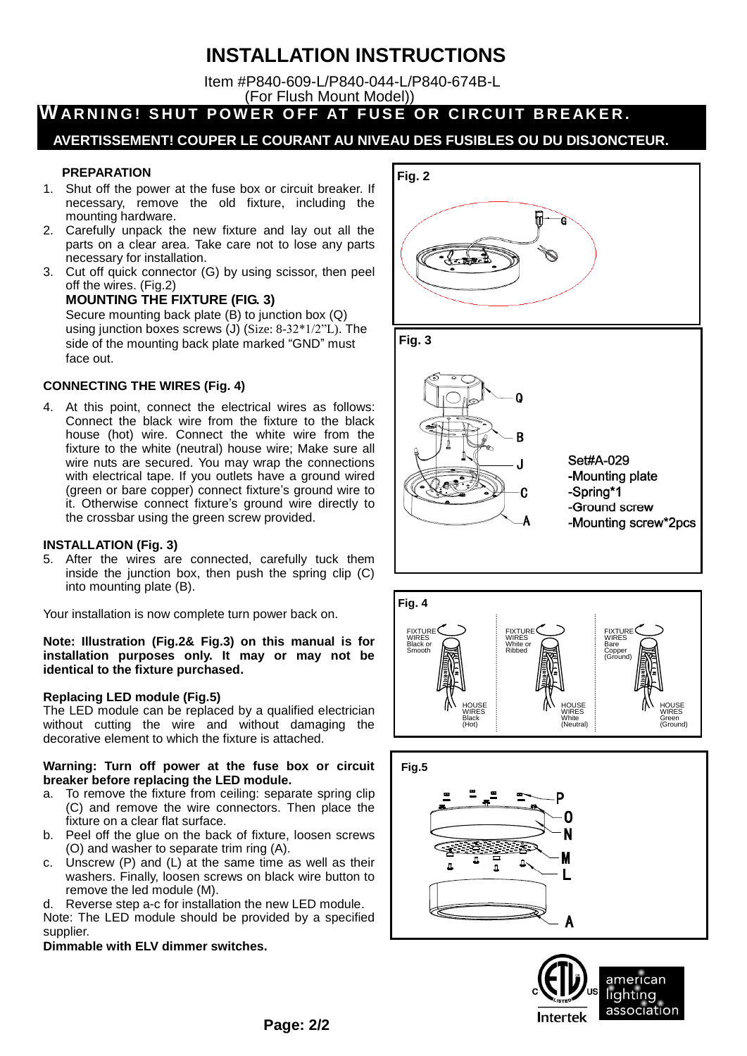# INSTALLATION INSTRUCTIONS

Item #P840-609-L/P840-044-L/P840-674B-L
(For Flush Mount Model))

**WARNING! SHUT POWER OFF AT FUSE OR CIRCUIT BREAKER.**

**AVERTISSEMENT! COUPER LE COURANT AU NIVEAU DES FUSIBLES OU DU DISJONCTEUR.**

**PREPARATION**

1. Shut off the power at the fuse box or circuit breaker. If necessary, remove the old fixture, including the mounting hardware.
2. Carefully unpack the new fixture and lay out all the parts on a clear area. Take care not to lose any parts necessary for installation.
3. Cut off quick connector (G) by using scissor, then peel off the wires. (Fig.2)

**MOUNTING THE FIXTURE (FIG. 3)**

Secure mounting back plate (B) to junction box (Q) using junction boxes screws (J) (Size: 8-32*1/2"L). The side of the mounting back plate marked "GND" must face out.

**CONNECTING THE WIRES (Fig. 4)**

4. At this point, connect the electrical wires as follows: Connect the black wire from the fixture to the black house (hot) wire. Connect the white wire from the fixture to the white (neutral) house wire; Make sure all wire nuts are secured. You may wrap the connections with electrical tape. If you outlets have a ground wired (green or bare copper) connect fixture's ground wire to it. Otherwise connect fixture's ground wire directly to the crossbar using the green screw provided.

**INSTALLATION (Fig. 3)**

5. After the wires are connected, carefully tuck them inside the junction box, then push the spring clip (C) into mounting plate (B).

Your installation is now complete turn power back on.

**Note: Illustration (Fig.2& Fig.3) on this manual is for installation purposes only. It may or may not be identical to the fixture purchased.**

**Replacing LED module (Fig.5)**

The LED module can be replaced by a qualified electrician without cutting the wire and without damaging the decorative element to which the fixture is attached.

**Warning: Turn off power at the fuse box or circuit breaker before replacing the LED module.**

a. To remove the fixture from ceiling: separate spring clip (C) and remove the wire connectors. Then place the fixture on a clear flat surface.
b. Peel off the glue on the back of fixture, loosen screws (O) and washer to separate trim ring (A).
c. Unscrew (P) and (L) at the same time as well as their washers. Finally, loosen screws on black wire button to remove the led module (M).
d. Reverse step a-c for installation the new LED module.

Note: The LED module should be provided by a specified supplier.

**Dimmable with ELV dimmer switches.**

Fig. 2

G

Fig. 3

Q
B
J
C
A

Set#A-029
-Mounting plate
-Spring*1
-Ground screw
-Mounting screw*2pcs

Fig. 4

FIXTURE WIRES Black or Smooth — HOUSE WIRES Black (Hot)
FIXTURE WIRES White or Ribbed — HOUSE WIRES White (Neutral)
FIXTURE WIRES Bare Copper (Ground) — HOUSE WIRES Green (Ground)

Fig.5

P
O
N
M
L
A

c ETL LISTED us
Intertek

american lighting association